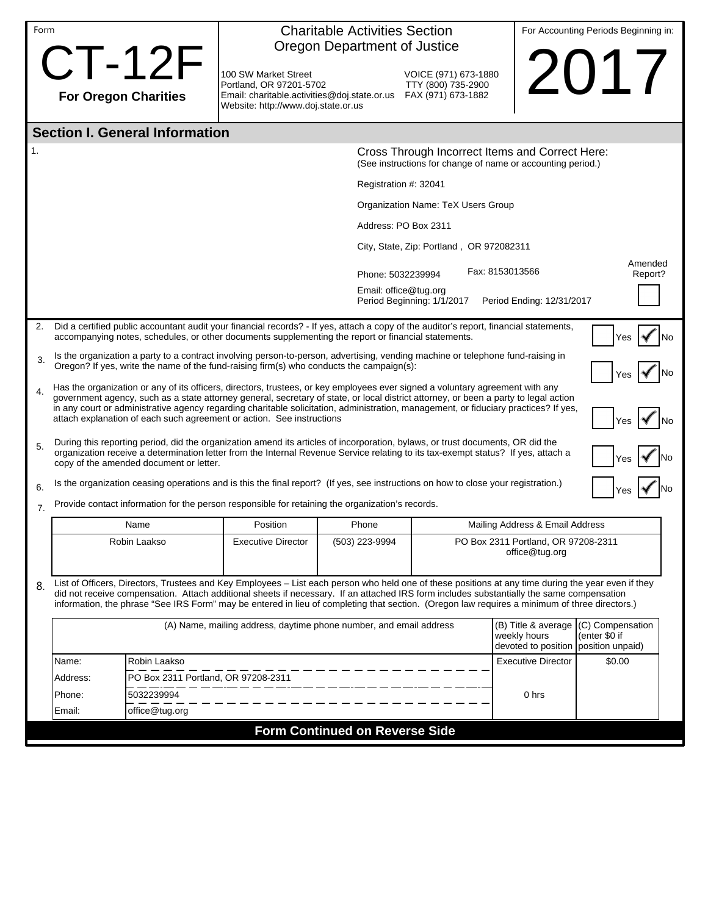Form

# CT-12F

**For Oregon Charities**

Charitable Activities Section
Oregon Department of Justice

100 SW Market Street
Portland, OR 97201-5702
Email: charitable.activities@doj.state.or.us
Website: http://www.doj.state.or.us

VOICE (971) 673-1880
TTY (800) 735-2900
FAX (971) 673-1882

For Accounting Periods Beginning in:

# 2017

## Section I. General Information

1.

Cross Through Incorrect Items and Correct Here:
(See instructions for change of name or accounting period.)

Registration #: 32041

Organization Name: TeX Users Group

Address: PO Box 2311

City, State, Zip: Portland , OR 972082311

Phone: 5032239994 Fax: 8153013566

Email: office@tug.org

Period Beginning: 1/1/2017 Period Ending: 12/31/2017

Amended Report? ☐

2. Did a certified public accountant audit your financial records? - If yes, attach a copy of the auditor's report, financial statements, accompanying notes, schedules, or other documents supplementing the report or financial statements. ☐ Yes ☑ No

3. Is the organization a party to a contract involving person-to-person, advertising, vending machine or telephone fund-raising in Oregon? If yes, write the name of the fund-raising firm(s) who conducts the campaign(s): ☐ Yes ☑ No

4. Has the organization or any of its officers, directors, trustees, or key employees ever signed a voluntary agreement with any government agency, such as a state attorney general, secretary of state, or local district attorney, or been a party to legal action in any court or administrative agency regarding charitable solicitation, administration, management, or fiduciary practices? If yes, attach explanation of each such agreement or action. See instructions ☐ Yes ☑ No

5. During this reporting period, did the organization amend its articles of incorporation, bylaws, or trust documents, OR did the organization receive a determination letter from the Internal Revenue Service relating to its tax-exempt status? If yes, attach a copy of the amended document or letter. ☐ Yes ☑ No

6. Is the organization ceasing operations and is this the final report? (If yes, see instructions on how to close your registration.) ☐ Yes ☑ No

7. Provide contact information for the person responsible for retaining the organization's records.

| Name | Position | Phone | Mailing Address & Email Address |
|---|---|---|---|
| Robin Laakso | Executive Director | (503) 223-9994 | PO Box 2311 Portland, OR 97208-2311<br>office@tug.org |

8. List of Officers, Directors, Trustees and Key Employees – List each person who held one of these positions at any time during the year even if they did not receive compensation. Attach additional sheets if necessary. If an attached IRS form includes substantially the same compensation information, the phrase "See IRS Form" may be entered in lieu of completing that section. (Oregon law requires a minimum of three directors.)

| (A) Name, mailing address, daytime phone number, and email address | | (B) Title & average weekly hours devoted to position | (C) Compensation (enter $0 if position unpaid) |
|---|---|---|---|
| Name: | Robin Laakso | Executive Director | $0.00 |
| Address: | PO Box 2311 Portland, OR 97208-2311 | | |
| Phone: | 5032239994 | 0 hrs | |
| Email: | office@tug.org | | |

**Form Continued on Reverse Side**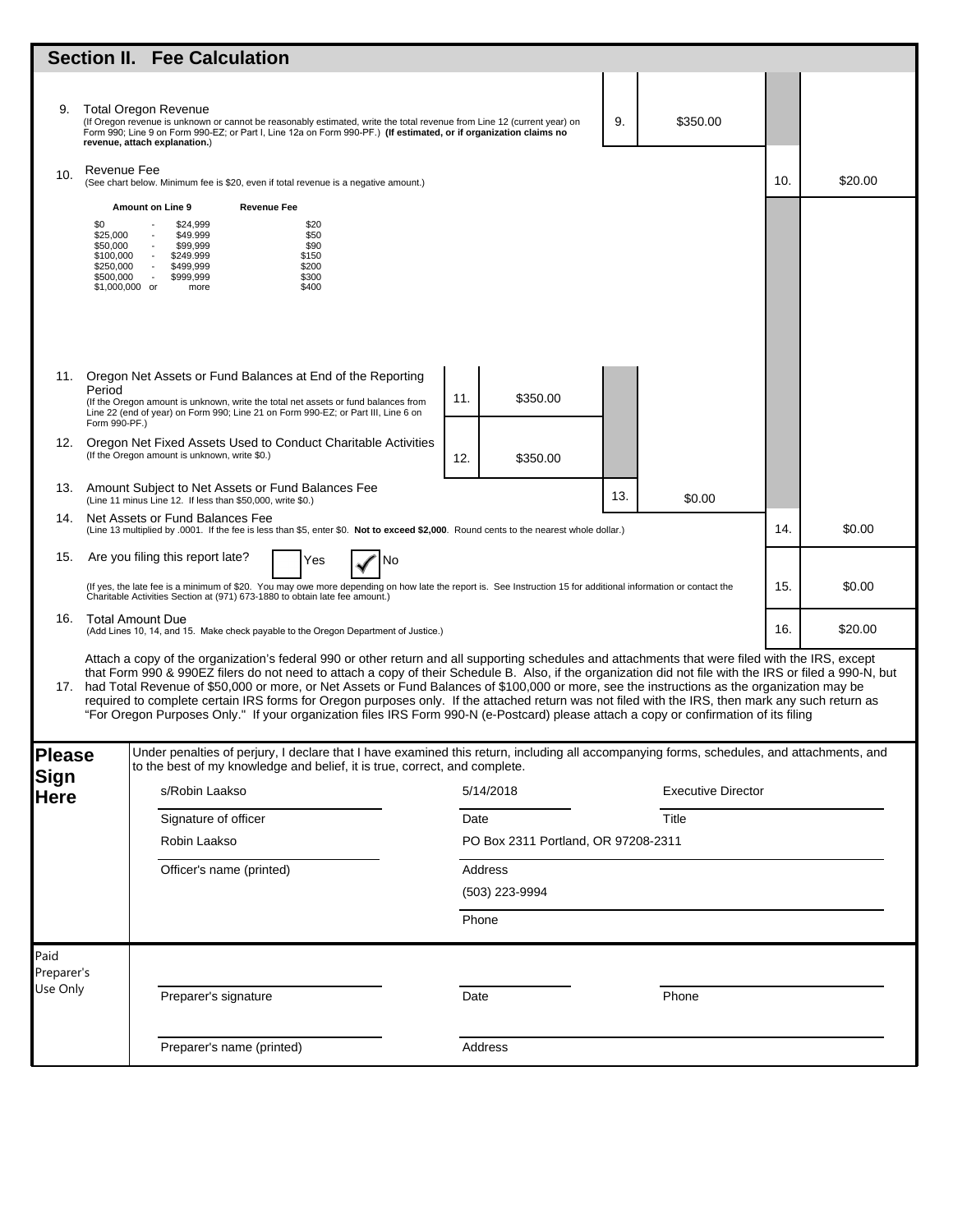## Section II. Fee Calculation

**9.** Total Oregon Revenue
(If Oregon revenue is unknown or cannot be reasonably estimated, write the total revenue from Line 12 (current year) on Form 990; Line 9 on Form 990-EZ; or Part I, Line 12a on Form 990-PF.) **(If estimated, or if organization claims no revenue, attach explanation.)**

9. $350.00

**10.** Revenue Fee
(See chart below. Minimum fee is $20, even if total revenue is a negative amount.)

10. $20.00

| Amount on Line 9 | Revenue Fee |
|---|---|
| $0 - $24,999 | $20 |
| $25,000 - $49.999 | $50 |
| $50,000 - $99,999 | $90 |
| $100,000 - $249.999 | $150 |
| $250,000 - $499,999 | $200 |
| $500,000 - $999,999 | $300 |
| $1,000,000 or more | $400 |

**11.** Oregon Net Assets or Fund Balances at End of the Reporting Period
(If the Oregon amount is unknown, write the total net assets or fund balances from Line 22 (end of year) on Form 990; Line 21 on Form 990-EZ; or Part III, Line 6 on Form 990-PF.)

11. $350.00

**12.** Oregon Net Fixed Assets Used to Conduct Charitable Activities
(If the Oregon amount is unknown, write $0.)

12. $350.00

**13.** Amount Subject to Net Assets or Fund Balances Fee
(Line 11 minus Line 12. If less than $50,000, write $0.)

13. $0.00

**14.** Net Assets or Fund Balances Fee
(Line 13 multiplied by .0001. If the fee is less than $5, enter $0. **Not to exceed $2,000**. Round cents to the nearest whole dollar.)

14. $0.00

**15.** Are you filing this report late? ☐ Yes ☑ No

(If yes, the late fee is a minimum of $20. You may owe more depending on how late the report is. See Instruction 15 for additional information or contact the Charitable Activities Section at (971) 673-1880 to obtain late fee amount.)

15. $0.00

**16.** Total Amount Due
(Add Lines 10, 14, and 15. Make check payable to the Oregon Department of Justice.)

16. $20.00

**17.** Attach a copy of the organization's federal 990 or other return and all supporting schedules and attachments that were filed with the IRS, except that Form 990 & 990EZ filers do not need to attach a copy of their Schedule B. Also, if the organization did not file with the IRS or filed a 990-N, but had Total Revenue of $50,000 or more, or Net Assets or Fund Balances of $100,000 or more, see the instructions as the organization may be required to complete certain IRS forms for Oregon purposes only. If the attached return was not filed with the IRS, then mark any such return as "For Oregon Purposes Only." If your organization files IRS Form 990-N (e-Postcard) please attach a copy or confirmation of its filing

**Please Sign Here**

Under penalties of perjury, I declare that I have examined this return, including all accompanying forms, schedules, and attachments, and to the best of my knowledge and belief, it is true, correct, and complete.

| Signature of officer | Date | Title |
|---|---|---|
| s/Robin Laakso | 5/14/2018 | Executive Director |

| Officer's name (printed) | Address |
|---|---|
| Robin Laakso | PO Box 2311 Portland, OR 97208-2311 |

Phone: (503) 223-9994

**Paid Preparer's Use Only**

Preparer's signature | Date | Phone

Preparer's name (printed) | Address